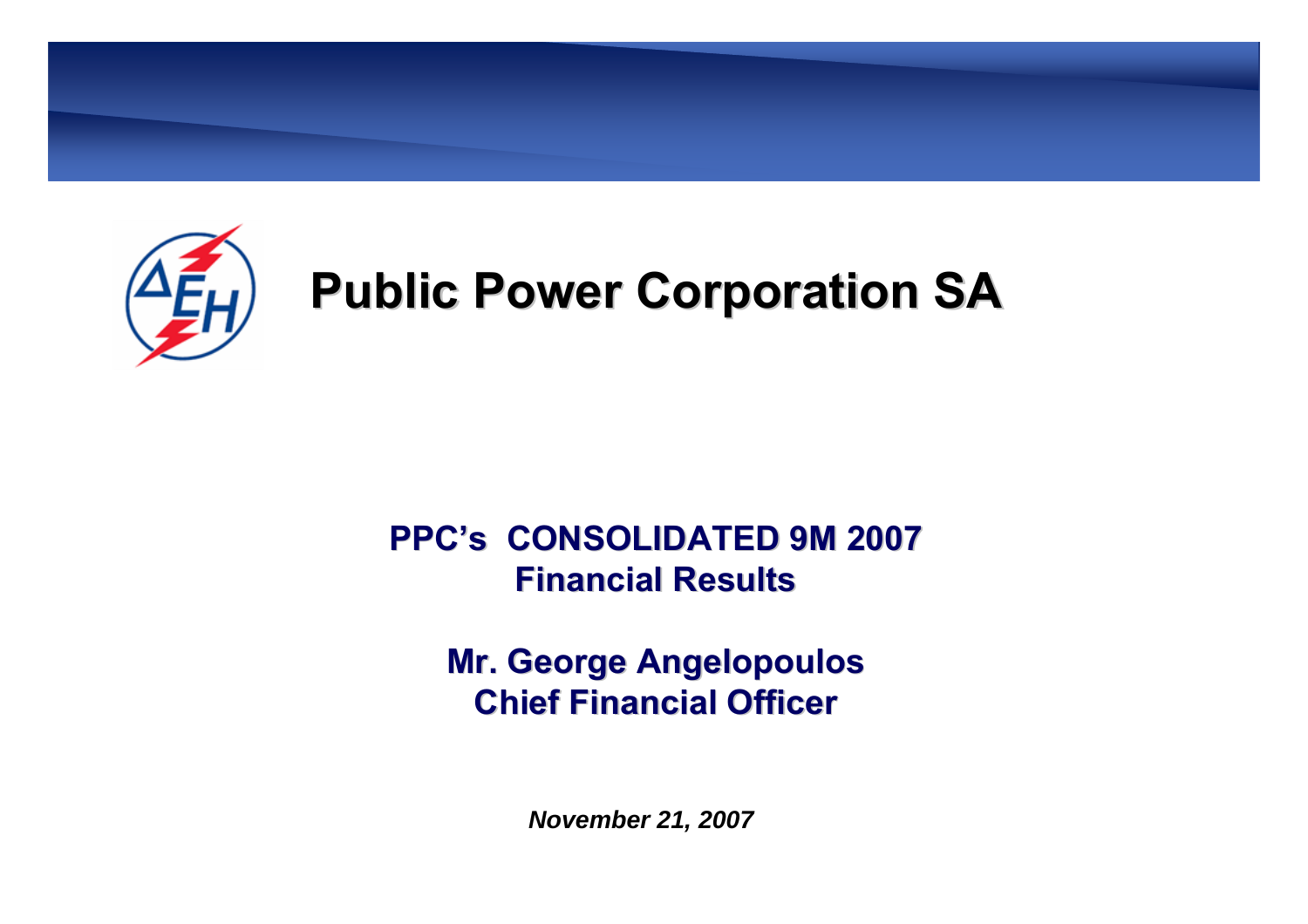# Public Power Corporation SA

## PPC's CONSOLIDATED 9M 2007 Financial Results

**Mr. George Angelopoulos**
**Chief Financial Officer**

***November 21, 2007***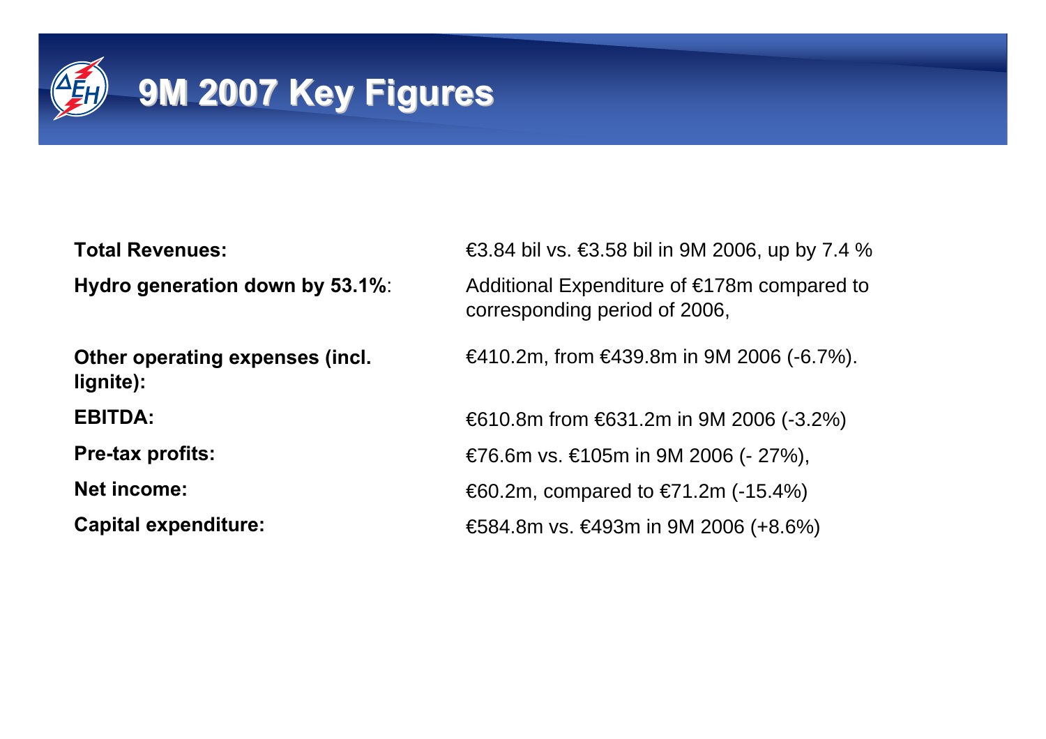# 9M 2007 Key Figures

| | |
|---|---|
| **Total Revenues:** | €3.84 bil vs. €3.58 bil in 9M 2006, up by 7.4 % |
| **Hydro generation down by 53.1%**: | Additional Expenditure of €178m compared to corresponding period of 2006, |
| **Other operating expenses (incl. lignite):** | €410.2m, from €439.8m in 9M 2006 (-6.7%). |
| **EBITDA:** | €610.8m from €631.2m in 9M 2006 (-3.2%) |
| **Pre-tax profits:** | €76.6m vs. €105m in 9M 2006 (- 27%), |
| **Net income:** | €60.2m, compared to €71.2m (-15.4%) |
| **Capital expenditure:** | €584.8m vs. €493m in 9M 2006 (+8.6%) |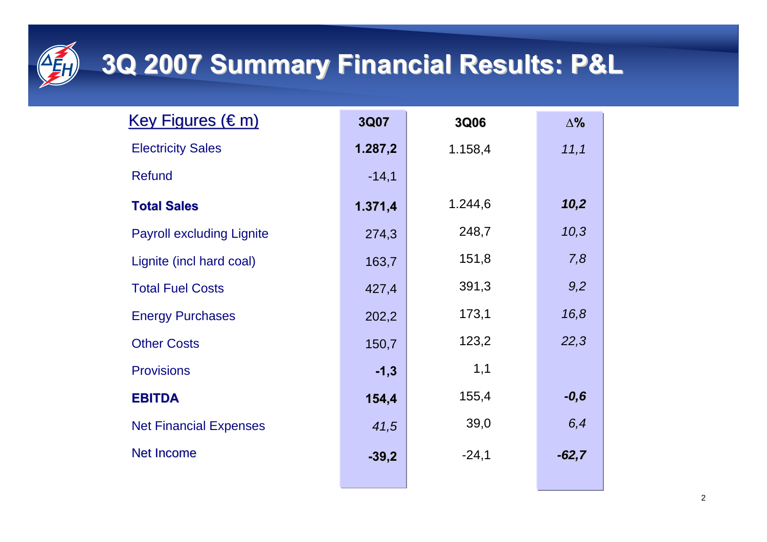# 3Q 2007 Summary Financial Results: P&L

| Key Figures (€ m) | 3Q07 | 3Q06 | Δ% |
|---|---|---|---|
| Electricity Sales | **1.287,2** | 1.158,4 | *11,1* |
| Refund | -14,1 | | |
| **Total Sales** | **1.371,4** | 1.244,6 | ***10,2*** |
| Payroll excluding Lignite | 274,3 | 248,7 | *10,3* |
| Lignite (incl hard coal) | 163,7 | 151,8 | *7,8* |
| Total Fuel Costs | 427,4 | 391,3 | *9,2* |
| Energy Purchases | 202,2 | 173,1 | *16,8* |
| Other Costs | 150,7 | 123,2 | *22,3* |
| Provisions | **-1,3** | 1,1 | |
| **EBITDA** | **154,4** | 155,4 | ***-0,6*** |
| Net Financial Expenses | *41,5* | 39,0 | *6,4* |
| Net Income | **-39,2** | -24,1 | ***-62,7*** |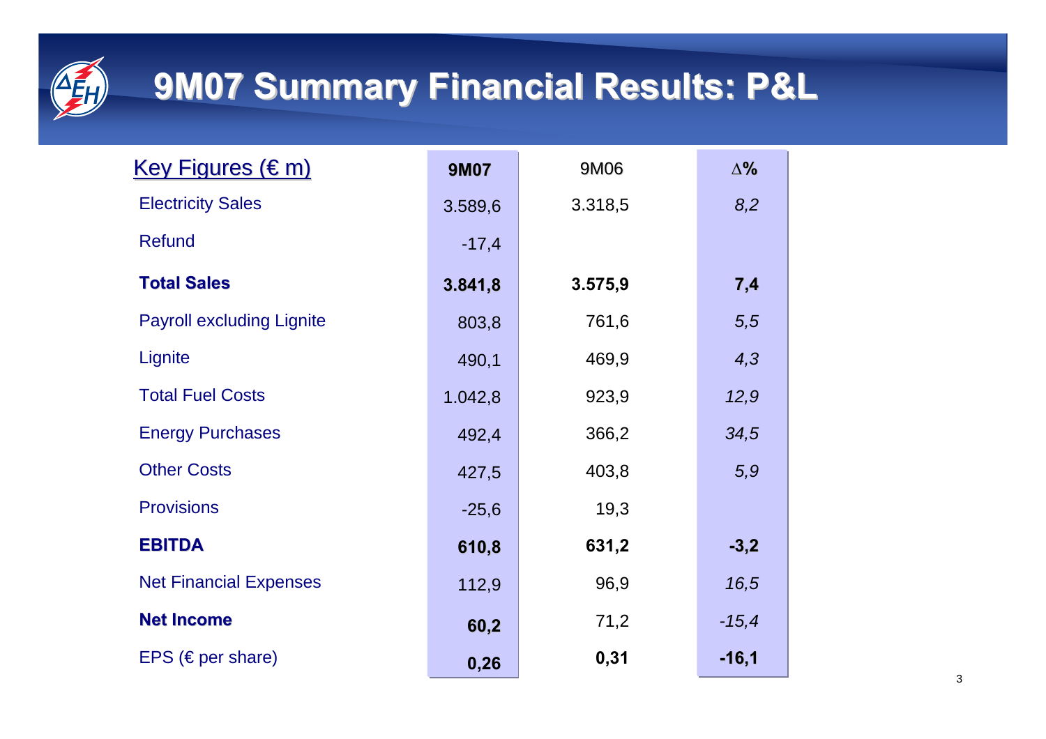# 9M07 Summary Financial Results: P&L

| Key Figures (€ m) | 9M07 | 9M06 | Δ% |
|---|---|---|---|
| Electricity Sales | 3.589,6 | 3.318,5 | *8,2* |
| Refund | -17,4 | | |
| **Total Sales** | **3.841,8** | **3.575,9** | **7,4** |
| Payroll excluding Lignite | 803,8 | 761,6 | *5,5* |
| Lignite | 490,1 | 469,9 | *4,3* |
| Total Fuel Costs | 1.042,8 | 923,9 | *12,9* |
| Energy Purchases | 492,4 | 366,2 | *34,5* |
| Other Costs | 427,5 | 403,8 | *5,9* |
| Provisions | -25,6 | 19,3 | |
| **EBITDA** | **610,8** | **631,2** | **-3,2** |
| Net Financial Expenses | 112,9 | 96,9 | *16,5* |
| **Net Income** | **60,2** | 71,2 | *-15,4* |
| EPS (€ per share) | **0,26** | **0,31** | **-16,1** |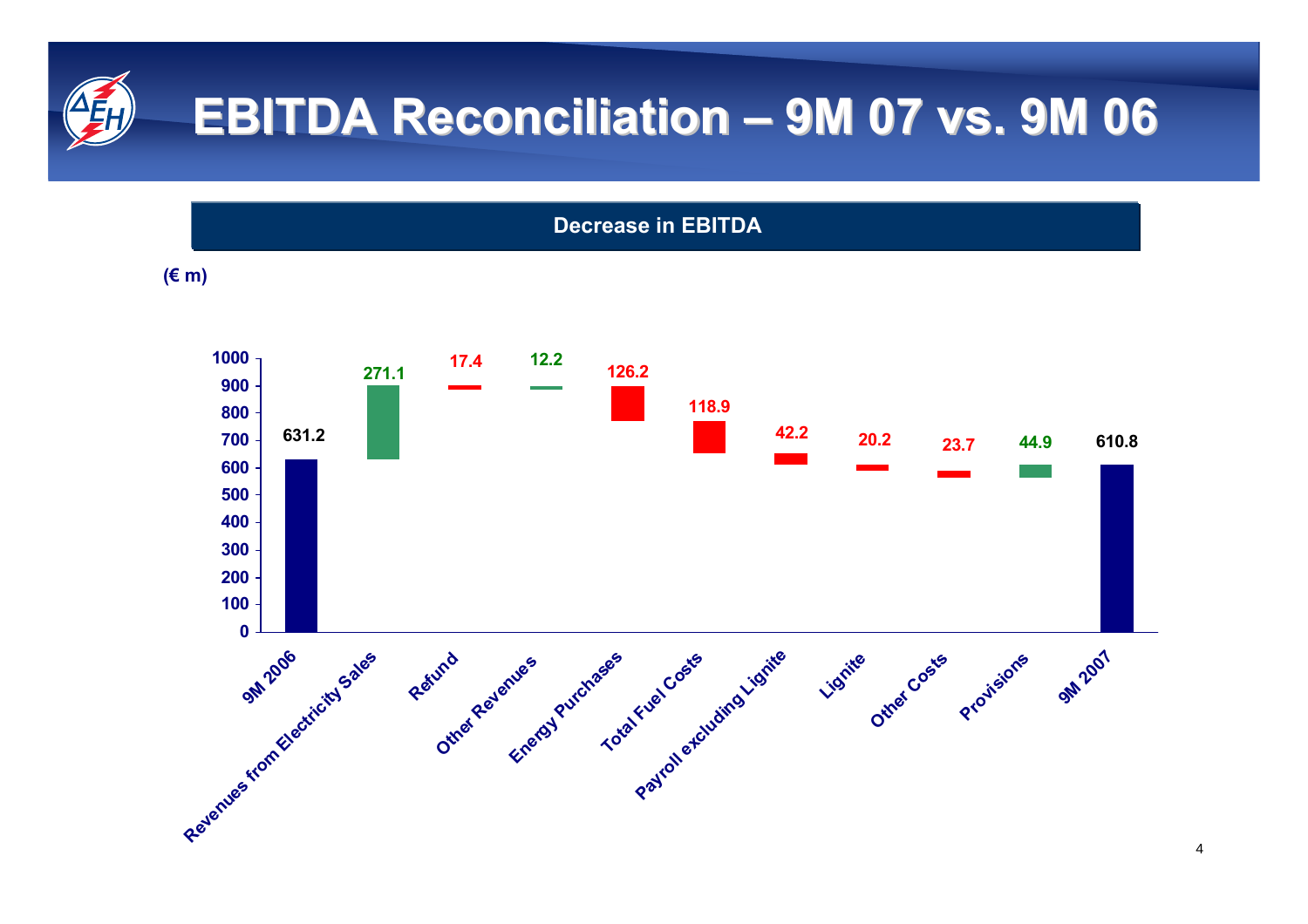# EBITDA Reconciliation – 9M 07 vs. 9M 06

## Decrease in EBITDA

(€ m)

| Item | Value |
|---|---|
| 9M 2006 | 631.2 |
| Revenues from Electricity Sales | 271.1 |
| Refund | 17.4 |
| Other Revenues | 12.2 |
| Energy Purchases | 126.2 |
| Total Fuel Costs | 118.9 |
| Payroll excluding Lignite | 42.2 |
| Lignite | 20.2 |
| Other Costs | 23.7 |
| Provisions | 44.9 |
| 9M 2007 | 610.8 |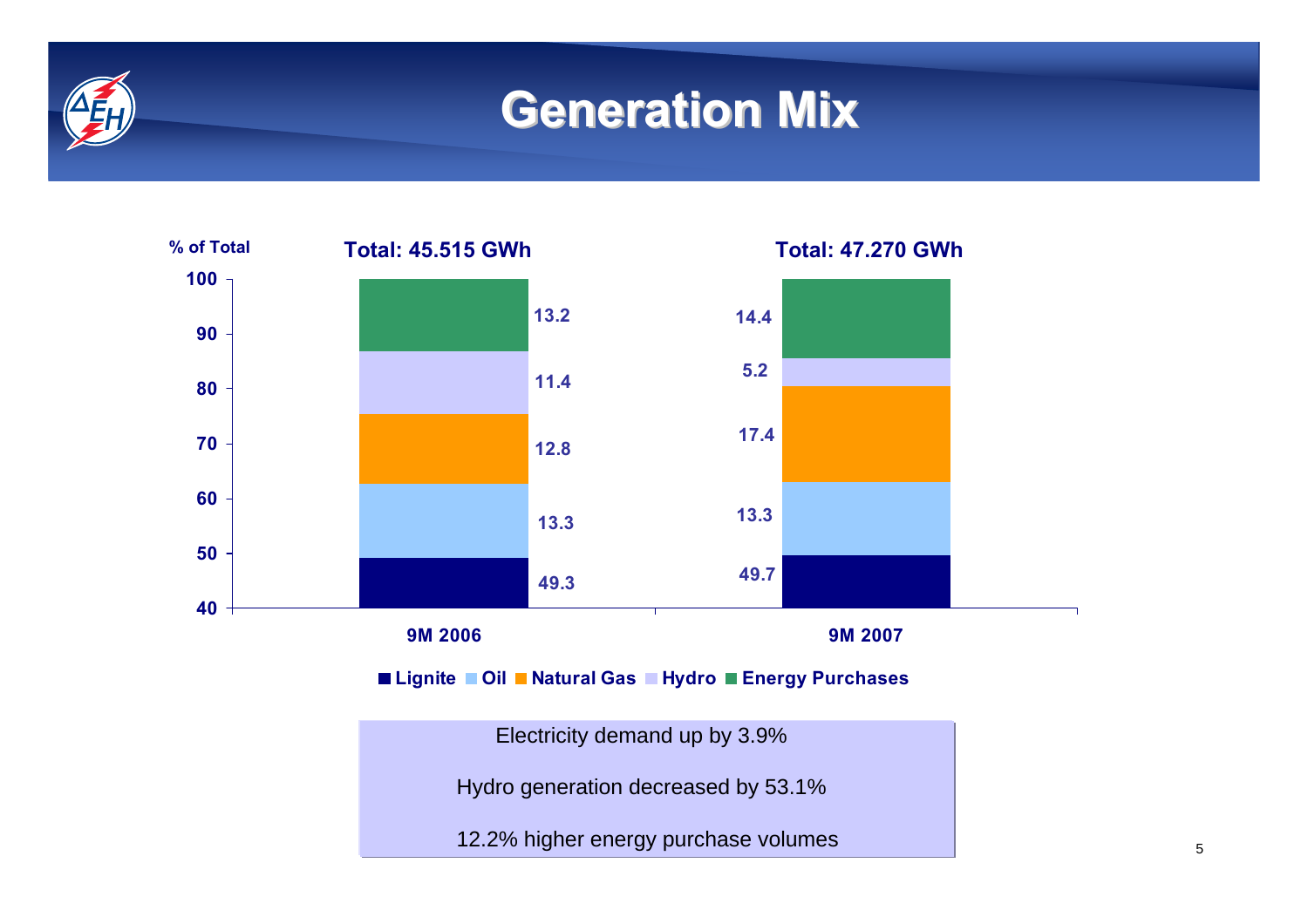# Generation Mix

| % of Total | 9M 2006 (Total: 45.515 GWh) | 9M 2007 (Total: 47.270 GWh) |
|---|---|---|
| Lignite | 49.3 | 49.7 |
| Oil | 13.3 | 13.3 |
| Natural Gas | 12.8 | 17.4 |
| Hydro | 11.4 | 5.2 |
| Energy Purchases | 13.2 | 14.4 |

Electricity demand up by 3.9%

Hydro generation decreased by 53.1%

12.2% higher energy purchase volumes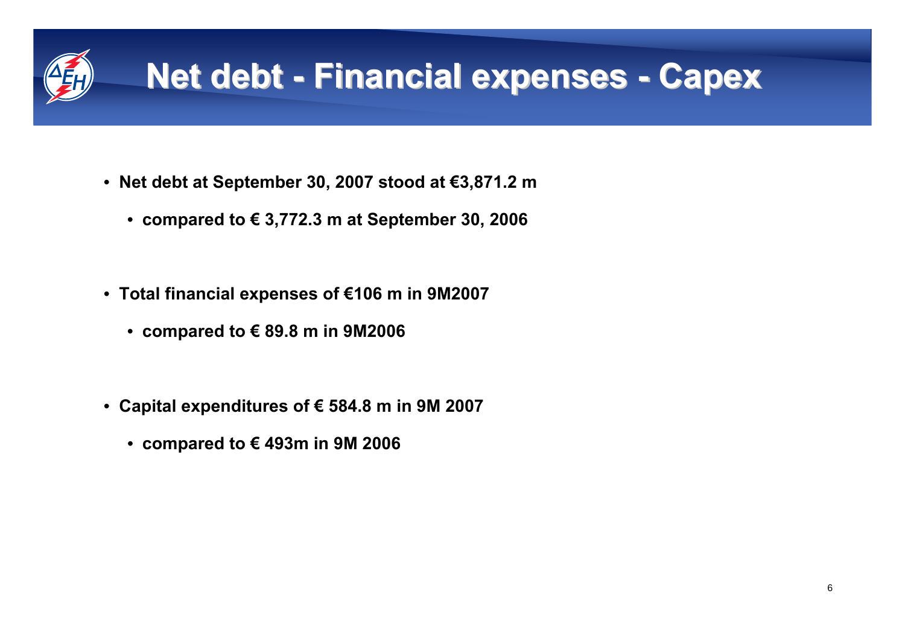# Net debt - Financial expenses - Capex

- **Net debt at September 30, 2007 stood at €3,871.2 m**
  - **compared to € 3,772.3 m at September 30, 2006**

- **Total financial expenses of €106 m in 9M2007**
  - **compared to € 89.8 m in 9M2006**

- **Capital expenditures of € 584.8 m in 9M 2007**
  - **compared to € 493m in 9M 2006**